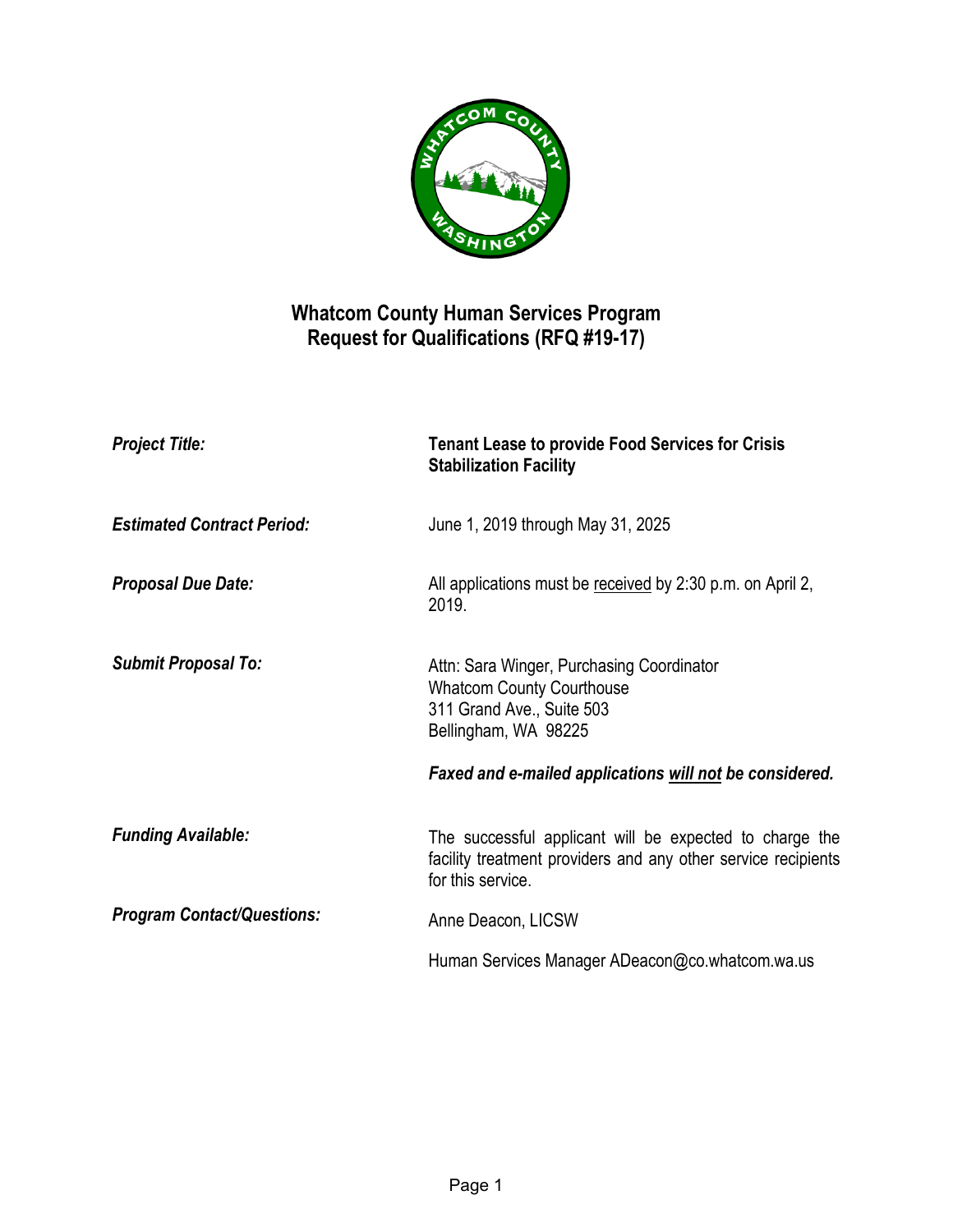# Whatcom County Human Services Program
## Request for Qualifications (RFQ #19-17)

| | |
|---|---|
| ***Project Title:*** | **Tenant Lease to provide Food Services for Crisis Stabilization Facility** |
| ***Estimated Contract Period:*** | June 1, 2019 through May 31, 2025 |
| ***Proposal Due Date:*** | All applications must be <u>received</u> by 2:30 p.m. on April 2, 2019. |
| ***Submit Proposal To:*** | Attn: Sara Winger, Purchasing Coordinator<br>Whatcom County Courthouse<br>311 Grand Ave., Suite 503<br>Bellingham, WA 98225<br><br>***Faxed and e-mailed applications <u>will not</u> be considered.*** |
| ***Funding Available:*** | The successful applicant will be expected to charge the facility treatment providers and any other service recipients for this service. |
| ***Program Contact/Questions:*** | Anne Deacon, LICSW<br><br>Human Services Manager ADeacon@co.whatcom.wa.us |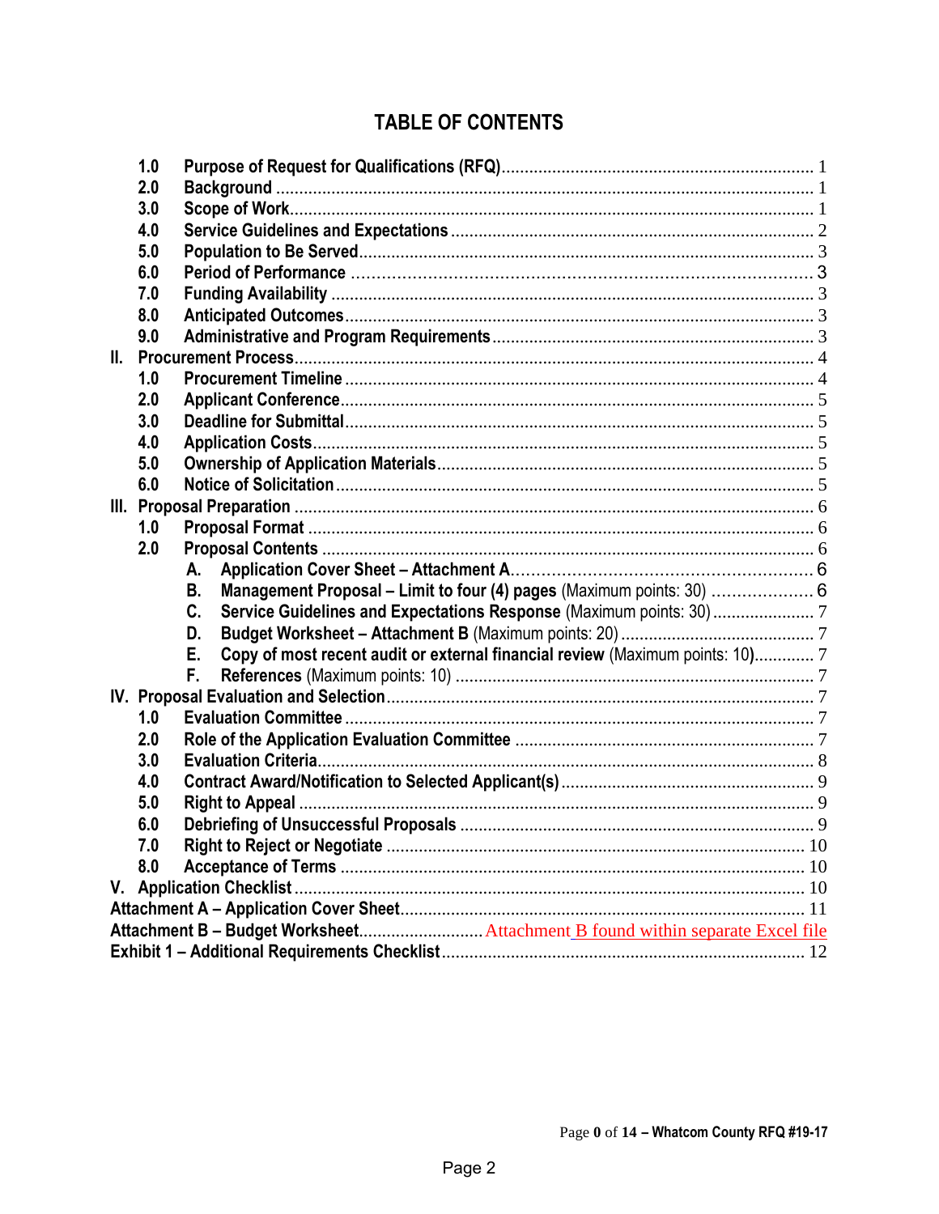# TABLE OF CONTENTS

- 1.0 **Purpose of Request for Qualifications (RFQ)** ..... 1
- 2.0 **Background** ..... 1
- 3.0 **Scope of Work** ..... 1
- 4.0 **Service Guidelines and Expectations** ..... 2
- 5.0 **Population to Be Served** ..... 3
- 6.0 **Period of Performance** ..... 3
- 7.0 **Funding Availability** ..... 3
- 8.0 **Anticipated Outcomes** ..... 3
- 9.0 **Administrative and Program Requirements** ..... 3

**II. Procurement Process** ..... 4
- 1.0 **Procurement Timeline** ..... 4
- 2.0 **Applicant Conference** ..... 5
- 3.0 **Deadline for Submittal** ..... 5
- 4.0 **Application Costs** ..... 5
- 5.0 **Ownership of Application Materials** ..... 5
- 6.0 **Notice of Solicitation** ..... 5

**III. Proposal Preparation** ..... 6
- 1.0 **Proposal Format** ..... 6
- 2.0 **Proposal Contents** ..... 6
  - A. **Application Cover Sheet – Attachment A** ..... 6
  - B. **Management Proposal – Limit to four (4) pages** (Maximum points: 30) ..... 6
  - C. **Service Guidelines and Expectations Response** (Maximum points: 30) ..... 7
  - D. **Budget Worksheet – Attachment B** (Maximum points: 20) ..... 7
  - E. **Copy of most recent audit or external financial review** (Maximum points: 10) ..... 7
  - F. **References** (Maximum points: 10) ..... 7

**IV. Proposal Evaluation and Selection** ..... 7
- 1.0 **Evaluation Committee** ..... 7
- 2.0 **Role of the Application Evaluation Committee** ..... 7
- 3.0 **Evaluation Criteria** ..... 8
- 4.0 **Contract Award/Notification to Selected Applicant(s)** ..... 9
- 5.0 **Right to Appeal** ..... 9
- 6.0 **Debriefing of Unsuccessful Proposals** ..... 9
- 7.0 **Right to Reject or Negotiate** ..... 10
- 8.0 **Acceptance of Terms** ..... 10

**V. Application Checklist** ..... 10

**Attachment A – Application Cover Sheet** ..... 11

**Attachment B – Budget Worksheet** ..... Attachment B found within separate Excel file

**Exhibit 1 – Additional Requirements Checklist** ..... 12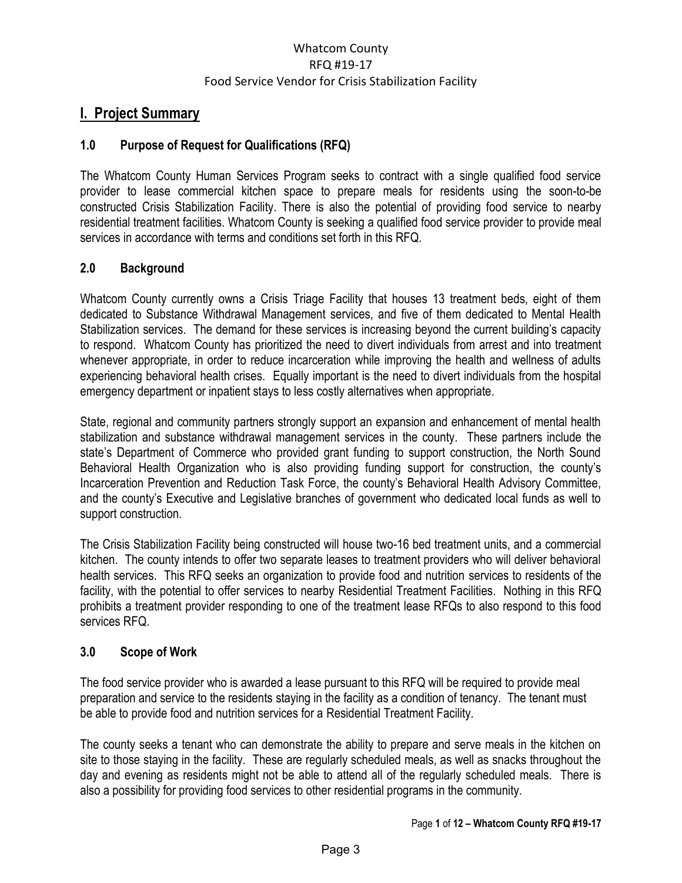# I. Project Summary

## 1.0 Purpose of Request for Qualifications (RFQ)

The Whatcom County Human Services Program seeks to contract with a single qualified food service provider to lease commercial kitchen space to prepare meals for residents using the soon-to-be constructed Crisis Stabilization Facility. There is also the potential of providing food service to nearby residential treatment facilities. Whatcom County is seeking a qualified food service provider to provide meal services in accordance with terms and conditions set forth in this RFQ.

## 2.0 Background

Whatcom County currently owns a Crisis Triage Facility that houses 13 treatment beds, eight of them dedicated to Substance Withdrawal Management services, and five of them dedicated to Mental Health Stabilization services. The demand for these services is increasing beyond the current building's capacity to respond. Whatcom County has prioritized the need to divert individuals from arrest and into treatment whenever appropriate, in order to reduce incarceration while improving the health and wellness of adults experiencing behavioral health crises. Equally important is the need to divert individuals from the hospital emergency department or inpatient stays to less costly alternatives when appropriate.

State, regional and community partners strongly support an expansion and enhancement of mental health stabilization and substance withdrawal management services in the county. These partners include the state's Department of Commerce who provided grant funding to support construction, the North Sound Behavioral Health Organization who is also providing funding support for construction, the county's Incarceration Prevention and Reduction Task Force, the county's Behavioral Health Advisory Committee, and the county's Executive and Legislative branches of government who dedicated local funds as well to support construction.

The Crisis Stabilization Facility being constructed will house two-16 bed treatment units, and a commercial kitchen. The county intends to offer two separate leases to treatment providers who will deliver behavioral health services. This RFQ seeks an organization to provide food and nutrition services to residents of the facility, with the potential to offer services to nearby Residential Treatment Facilities. Nothing in this RFQ prohibits a treatment provider responding to one of the treatment lease RFQs to also respond to this food services RFQ.

## 3.0 Scope of Work

The food service provider who is awarded a lease pursuant to this RFQ will be required to provide meal preparation and service to the residents staying in the facility as a condition of tenancy. The tenant must be able to provide food and nutrition services for a Residential Treatment Facility.

The county seeks a tenant who can demonstrate the ability to prepare and serve meals in the kitchen on site to those staying in the facility. These are regularly scheduled meals, as well as snacks throughout the day and evening as residents might not be able to attend all of the regularly scheduled meals. There is also a possibility for providing food services to other residential programs in the community.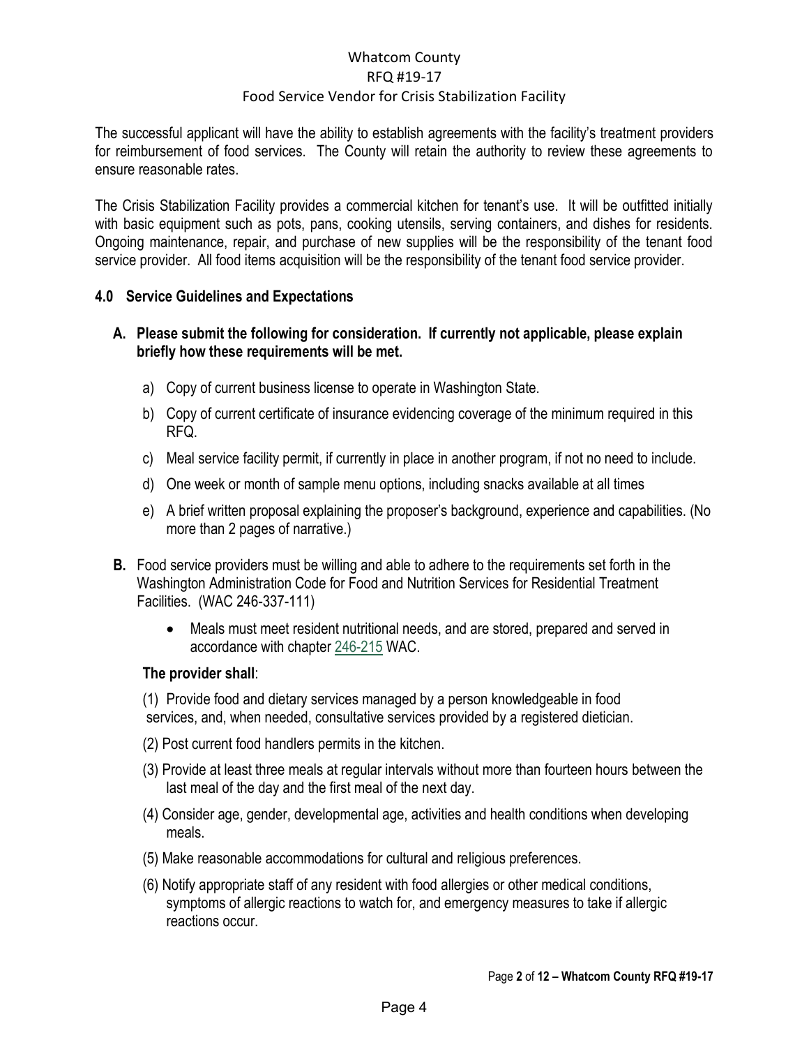The successful applicant will have the ability to establish agreements with the facility's treatment providers for reimbursement of food services. The County will retain the authority to review these agreements to ensure reasonable rates.

The Crisis Stabilization Facility provides a commercial kitchen for tenant's use. It will be outfitted initially with basic equipment such as pots, pans, cooking utensils, serving containers, and dishes for residents. Ongoing maintenance, repair, and purchase of new supplies will be the responsibility of the tenant food service provider. All food items acquisition will be the responsibility of the tenant food service provider.

## 4.0 Service Guidelines and Expectations

**A. Please submit the following for consideration. If currently not applicable, please explain briefly how these requirements will be met.**

a) Copy of current business license to operate in Washington State.

b) Copy of current certificate of insurance evidencing coverage of the minimum required in this RFQ.

c) Meal service facility permit, if currently in place in another program, if not no need to include.

d) One week or month of sample menu options, including snacks available at all times

e) A brief written proposal explaining the proposer's background, experience and capabilities. (No more than 2 pages of narrative.)

**B.** Food service providers must be willing and able to adhere to the requirements set forth in the Washington Administration Code for Food and Nutrition Services for Residential Treatment Facilities. (WAC 246-337-111)

- Meals must meet resident nutritional needs, and are stored, prepared and served in accordance with chapter 246-215 WAC.

**The provider shall**:

(1) Provide food and dietary services managed by a person knowledgeable in food services, and, when needed, consultative services provided by a registered dietician.

(2) Post current food handlers permits in the kitchen.

(3) Provide at least three meals at regular intervals without more than fourteen hours between the last meal of the day and the first meal of the next day.

(4) Consider age, gender, developmental age, activities and health conditions when developing meals.

(5) Make reasonable accommodations for cultural and religious preferences.

(6) Notify appropriate staff of any resident with food allergies or other medical conditions, symptoms of allergic reactions to watch for, and emergency measures to take if allergic reactions occur.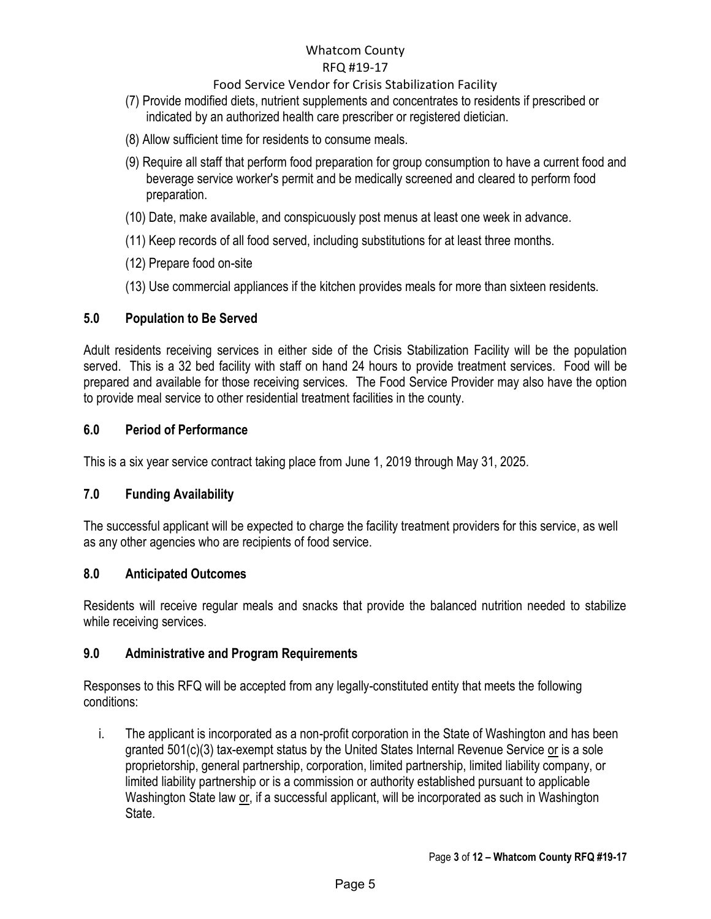(7) Provide modified diets, nutrient supplements and concentrates to residents if prescribed or indicated by an authorized health care prescriber or registered dietician.

(8) Allow sufficient time for residents to consume meals.

(9) Require all staff that perform food preparation for group consumption to have a current food and beverage service worker's permit and be medically screened and cleared to perform food preparation.

(10) Date, make available, and conspicuously post menus at least one week in advance.

(11) Keep records of all food served, including substitutions for at least three months.

(12) Prepare food on-site

(13) Use commercial appliances if the kitchen provides meals for more than sixteen residents.

## 5.0 Population to Be Served

Adult residents receiving services in either side of the Crisis Stabilization Facility will be the population served. This is a 32 bed facility with staff on hand 24 hours to provide treatment services. Food will be prepared and available for those receiving services. The Food Service Provider may also have the option to provide meal service to other residential treatment facilities in the county.

## 6.0 Period of Performance

This is a six year service contract taking place from June 1, 2019 through May 31, 2025.

## 7.0 Funding Availability

The successful applicant will be expected to charge the facility treatment providers for this service, as well as any other agencies who are recipients of food service.

## 8.0 Anticipated Outcomes

Residents will receive regular meals and snacks that provide the balanced nutrition needed to stabilize while receiving services.

## 9.0 Administrative and Program Requirements

Responses to this RFQ will be accepted from any legally-constituted entity that meets the following conditions:

i. The applicant is incorporated as a non-profit corporation in the State of Washington and has been granted 501(c)(3) tax-exempt status by the United States Internal Revenue Service <u>or</u> is a sole proprietorship, general partnership, corporation, limited partnership, limited liability company, or limited liability partnership or is a commission or authority established pursuant to applicable Washington State law <u>or</u>, if a successful applicant, will be incorporated as such in Washington State.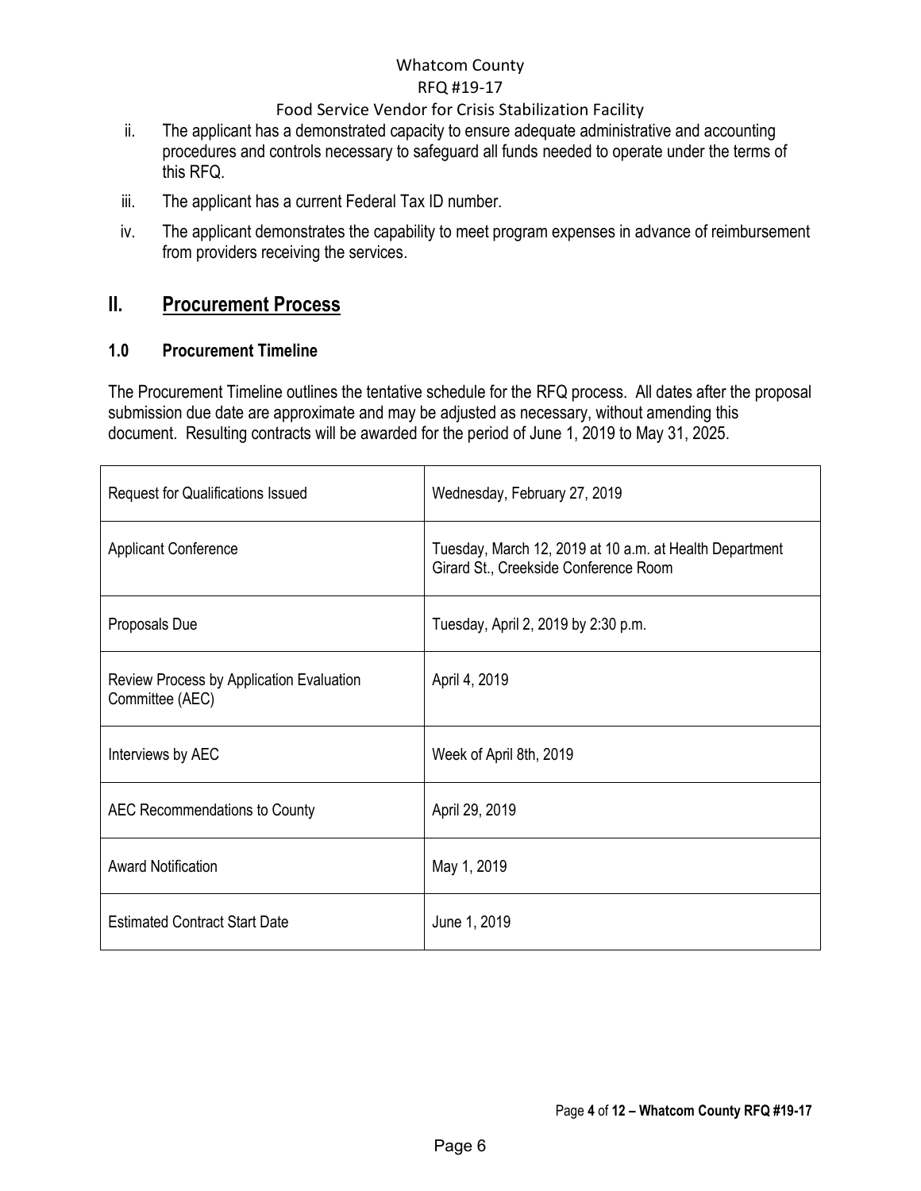ii. The applicant has a demonstrated capacity to ensure adequate administrative and accounting procedures and controls necessary to safeguard all funds needed to operate under the terms of this RFQ.

iii. The applicant has a current Federal Tax ID number.

iv. The applicant demonstrates the capability to meet program expenses in advance of reimbursement from providers receiving the services.

## II. Procurement Process

### 1.0 Procurement Timeline

The Procurement Timeline outlines the tentative schedule for the RFQ process. All dates after the proposal submission due date are approximate and may be adjusted as necessary, without amending this document. Resulting contracts will be awarded for the period of June 1, 2019 to May 31, 2025.

| | |
|---|---|
| Request for Qualifications Issued | Wednesday, February 27, 2019 |
| Applicant Conference | Tuesday, March 12, 2019 at 10 a.m. at Health Department Girard St., Creekside Conference Room |
| Proposals Due | Tuesday, April 2, 2019 by 2:30 p.m. |
| Review Process by Application Evaluation Committee (AEC) | April 4, 2019 |
| Interviews by AEC | Week of April 8th, 2019 |
| AEC Recommendations to County | April 29, 2019 |
| Award Notification | May 1, 2019 |
| Estimated Contract Start Date | June 1, 2019 |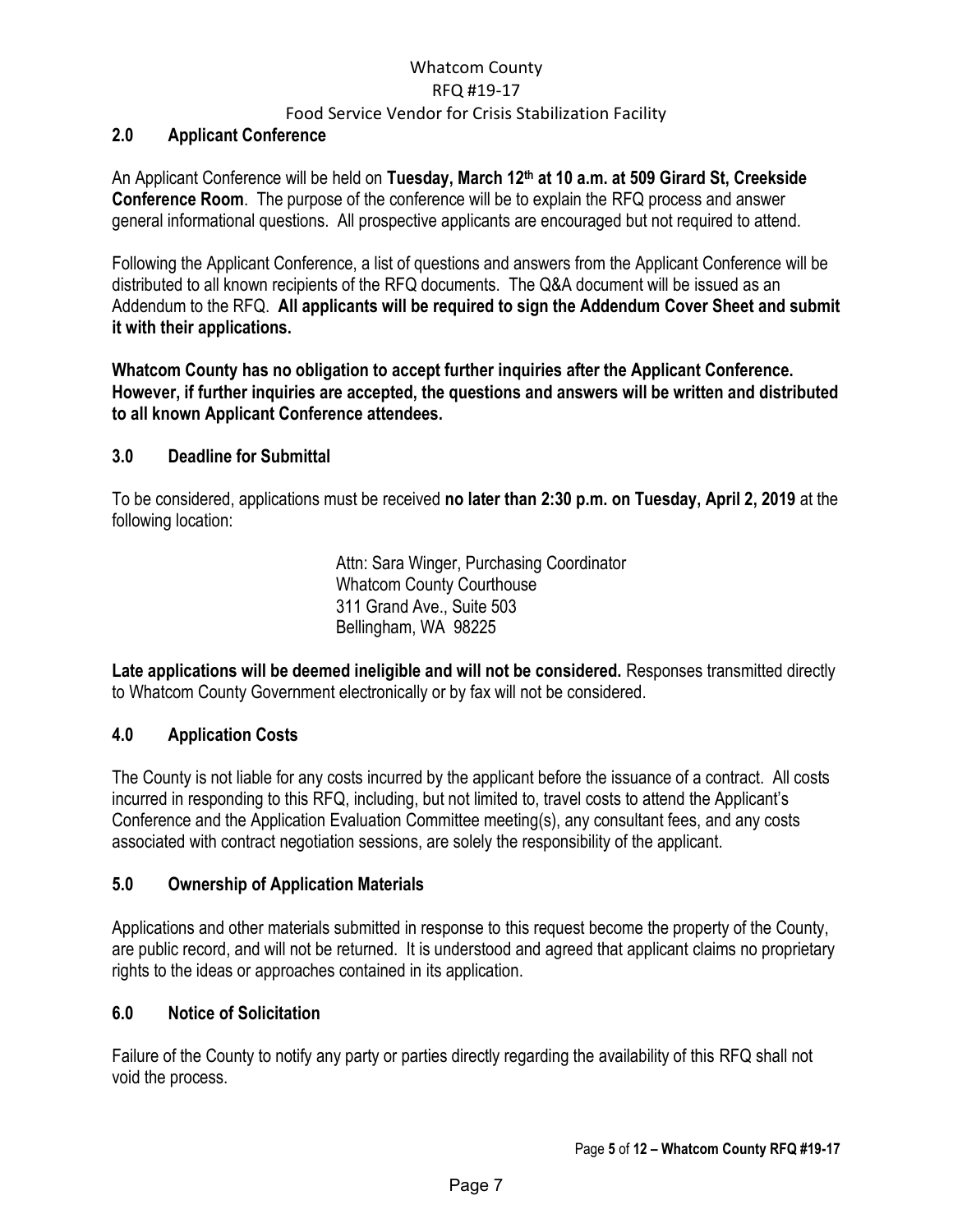## 2.0 Applicant Conference

An Applicant Conference will be held on **Tuesday, March 12th at 10 a.m. at 509 Girard St, Creekside Conference Room**. The purpose of the conference will be to explain the RFQ process and answer general informational questions. All prospective applicants are encouraged but not required to attend.

Following the Applicant Conference, a list of questions and answers from the Applicant Conference will be distributed to all known recipients of the RFQ documents. The Q&A document will be issued as an Addendum to the RFQ. **All applicants will be required to sign the Addendum Cover Sheet and submit it with their applications.**

**Whatcom County has no obligation to accept further inquiries after the Applicant Conference. However, if further inquiries are accepted, the questions and answers will be written and distributed to all known Applicant Conference attendees.**

## 3.0 Deadline for Submittal

To be considered, applications must be received **no later than 2:30 p.m. on Tuesday, April 2, 2019** at the following location:

Attn: Sara Winger, Purchasing Coordinator
Whatcom County Courthouse
311 Grand Ave., Suite 503
Bellingham, WA 98225

**Late applications will be deemed ineligible and will not be considered.** Responses transmitted directly to Whatcom County Government electronically or by fax will not be considered.

## 4.0 Application Costs

The County is not liable for any costs incurred by the applicant before the issuance of a contract. All costs incurred in responding to this RFQ, including, but not limited to, travel costs to attend the Applicant's Conference and the Application Evaluation Committee meeting(s), any consultant fees, and any costs associated with contract negotiation sessions, are solely the responsibility of the applicant.

## 5.0 Ownership of Application Materials

Applications and other materials submitted in response to this request become the property of the County, are public record, and will not be returned. It is understood and agreed that applicant claims no proprietary rights to the ideas or approaches contained in its application.

## 6.0 Notice of Solicitation

Failure of the County to notify any party or parties directly regarding the availability of this RFQ shall not void the process.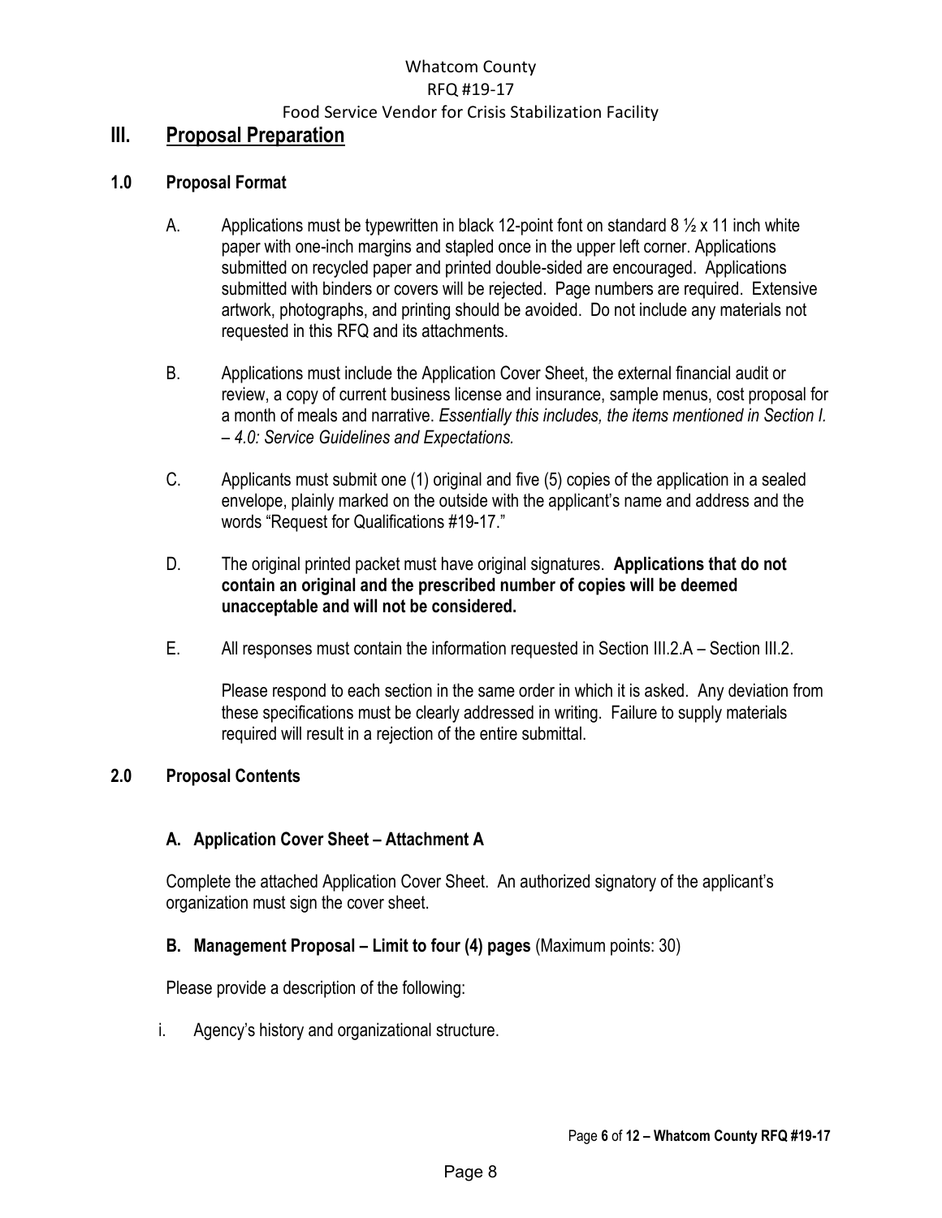## III. Proposal Preparation

### 1.0 Proposal Format

A. Applications must be typewritten in black 12-point font on standard 8 ½ x 11 inch white paper with one-inch margins and stapled once in the upper left corner. Applications submitted on recycled paper and printed double-sided are encouraged. Applications submitted with binders or covers will be rejected. Page numbers are required. Extensive artwork, photographs, and printing should be avoided. Do not include any materials not requested in this RFQ and its attachments.

B. Applications must include the Application Cover Sheet, the external financial audit or review, a copy of current business license and insurance, sample menus, cost proposal for a month of meals and narrative. *Essentially this includes, the items mentioned in Section I. – 4.0: Service Guidelines and Expectations.*

C. Applicants must submit one (1) original and five (5) copies of the application in a sealed envelope, plainly marked on the outside with the applicant's name and address and the words "Request for Qualifications #19-17."

D. The original printed packet must have original signatures. **Applications that do not contain an original and the prescribed number of copies will be deemed unacceptable and will not be considered.**

E. All responses must contain the information requested in Section III.2.A – Section III.2.

Please respond to each section in the same order in which it is asked. Any deviation from these specifications must be clearly addressed in writing. Failure to supply materials required will result in a rejection of the entire submittal.

### 2.0 Proposal Contents

**A. Application Cover Sheet – Attachment A**

Complete the attached Application Cover Sheet. An authorized signatory of the applicant's organization must sign the cover sheet.

**B. Management Proposal – Limit to four (4) pages** (Maximum points: 30)

Please provide a description of the following:

i. Agency's history and organizational structure.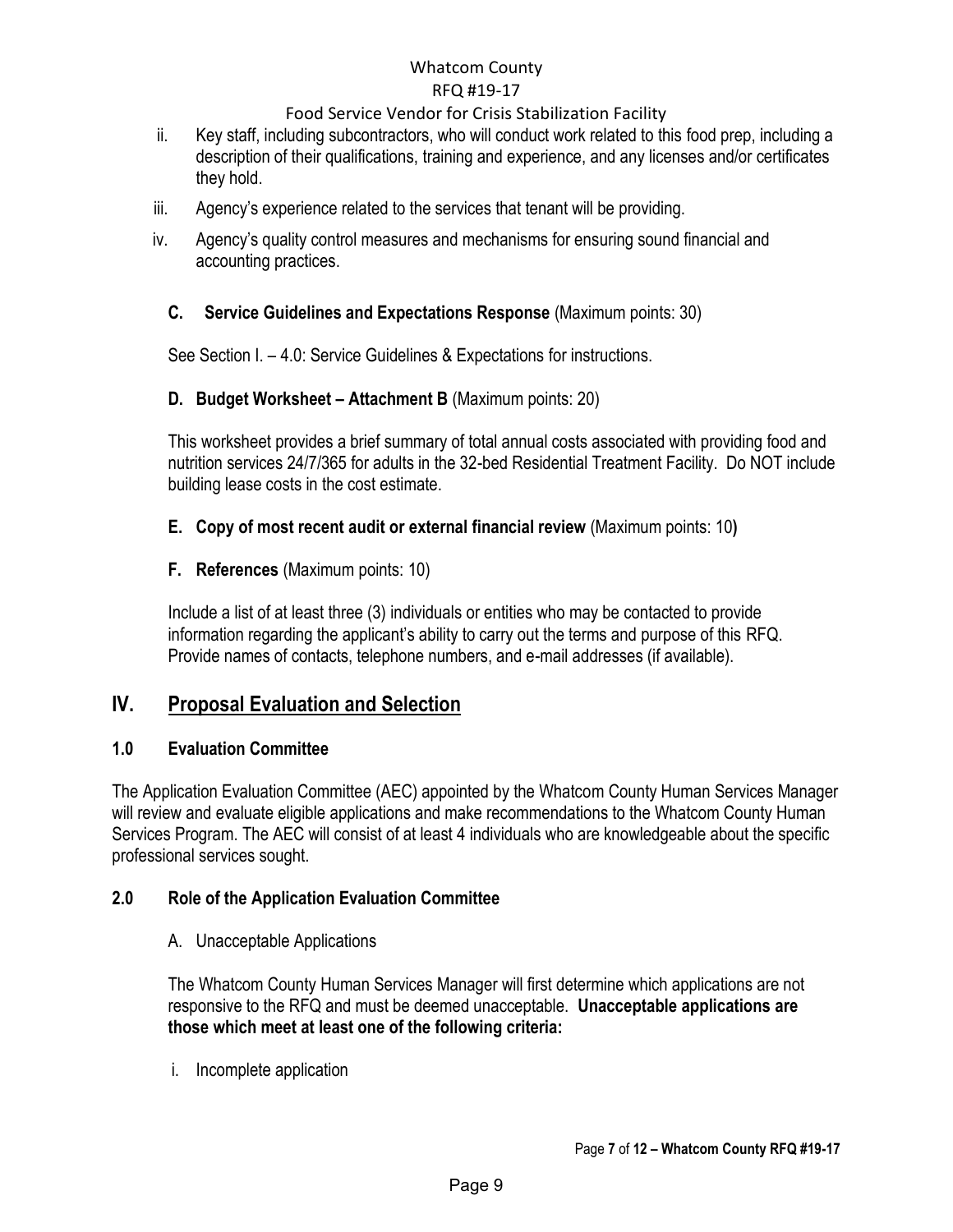ii. Key staff, including subcontractors, who will conduct work related to this food prep, including a description of their qualifications, training and experience, and any licenses and/or certificates they hold.

iii. Agency's experience related to the services that tenant will be providing.

iv. Agency's quality control measures and mechanisms for ensuring sound financial and accounting practices.

**C. Service Guidelines and Expectations Response** (Maximum points: 30)

See Section I. – 4.0: Service Guidelines & Expectations for instructions.

**D. Budget Worksheet – Attachment B** (Maximum points: 20)

This worksheet provides a brief summary of total annual costs associated with providing food and nutrition services 24/7/365 for adults in the 32-bed Residential Treatment Facility. Do NOT include building lease costs in the cost estimate.

**E. Copy of most recent audit or external financial review** (Maximum points: 10**)**

**F. References** (Maximum points: 10)

Include a list of at least three (3) individuals or entities who may be contacted to provide information regarding the applicant's ability to carry out the terms and purpose of this RFQ. Provide names of contacts, telephone numbers, and e-mail addresses (if available).

## IV. Proposal Evaluation and Selection

### 1.0 Evaluation Committee

The Application Evaluation Committee (AEC) appointed by the Whatcom County Human Services Manager will review and evaluate eligible applications and make recommendations to the Whatcom County Human Services Program. The AEC will consist of at least 4 individuals who are knowledgeable about the specific professional services sought.

### 2.0 Role of the Application Evaluation Committee

A. Unacceptable Applications

The Whatcom County Human Services Manager will first determine which applications are not responsive to the RFQ and must be deemed unacceptable. **Unacceptable applications are those which meet at least one of the following criteria:**

i. Incomplete application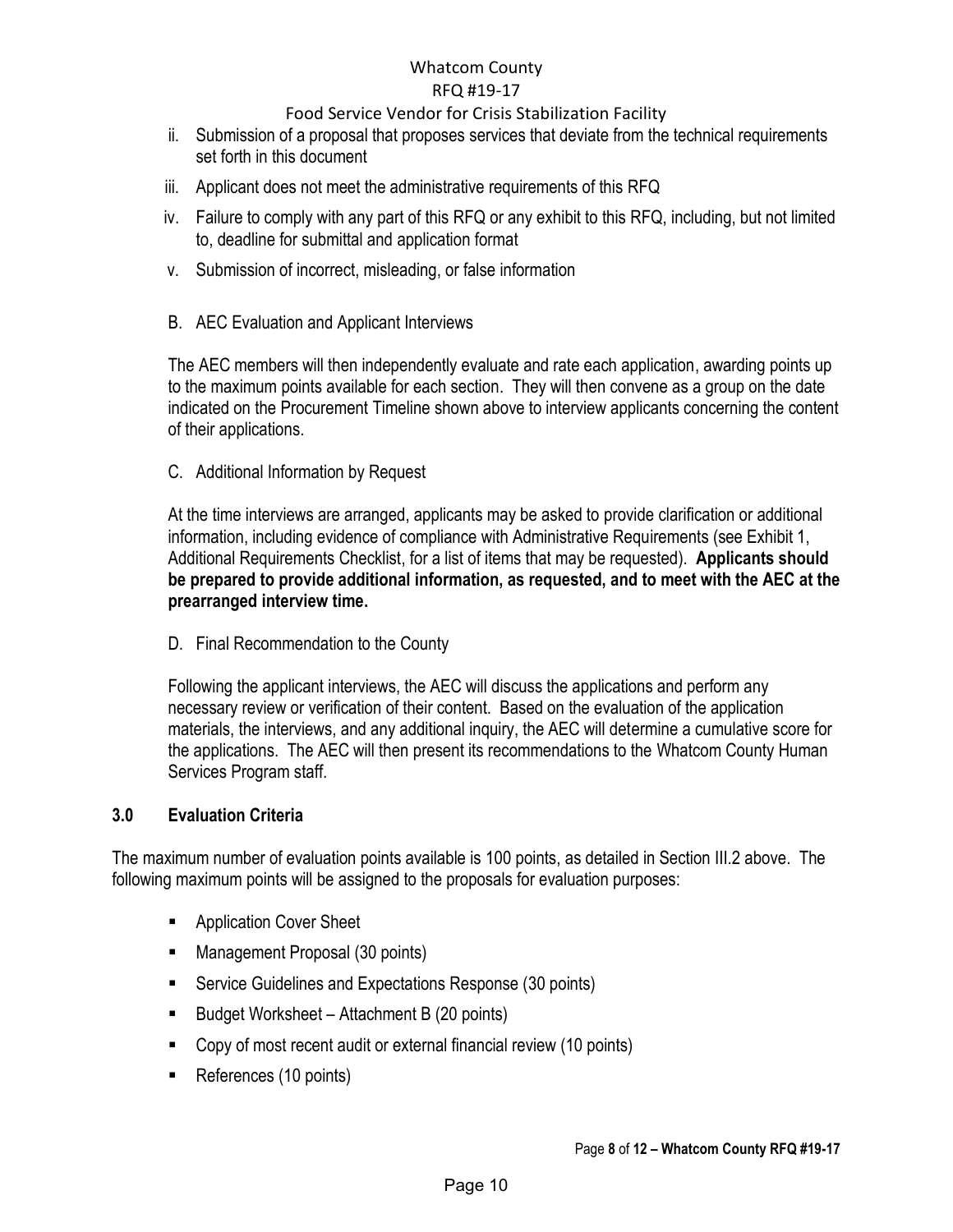ii. Submission of a proposal that proposes services that deviate from the technical requirements set forth in this document

iii. Applicant does not meet the administrative requirements of this RFQ

iv. Failure to comply with any part of this RFQ or any exhibit to this RFQ, including, but not limited to, deadline for submittal and application format

v. Submission of incorrect, misleading, or false information

B. AEC Evaluation and Applicant Interviews

The AEC members will then independently evaluate and rate each application, awarding points up to the maximum points available for each section. They will then convene as a group on the date indicated on the Procurement Timeline shown above to interview applicants concerning the content of their applications.

C. Additional Information by Request

At the time interviews are arranged, applicants may be asked to provide clarification or additional information, including evidence of compliance with Administrative Requirements (see Exhibit 1, Additional Requirements Checklist, for a list of items that may be requested). **Applicants should be prepared to provide additional information, as requested, and to meet with the AEC at the prearranged interview time.**

D. Final Recommendation to the County

Following the applicant interviews, the AEC will discuss the applications and perform any necessary review or verification of their content. Based on the evaluation of the application materials, the interviews, and any additional inquiry, the AEC will determine a cumulative score for the applications. The AEC will then present its recommendations to the Whatcom County Human Services Program staff.

## 3.0 Evaluation Criteria

The maximum number of evaluation points available is 100 points, as detailed in Section III.2 above. The following maximum points will be assigned to the proposals for evaluation purposes:

- Application Cover Sheet
- Management Proposal (30 points)
- Service Guidelines and Expectations Response (30 points)
- Budget Worksheet – Attachment B (20 points)
- Copy of most recent audit or external financial review (10 points)
- References (10 points)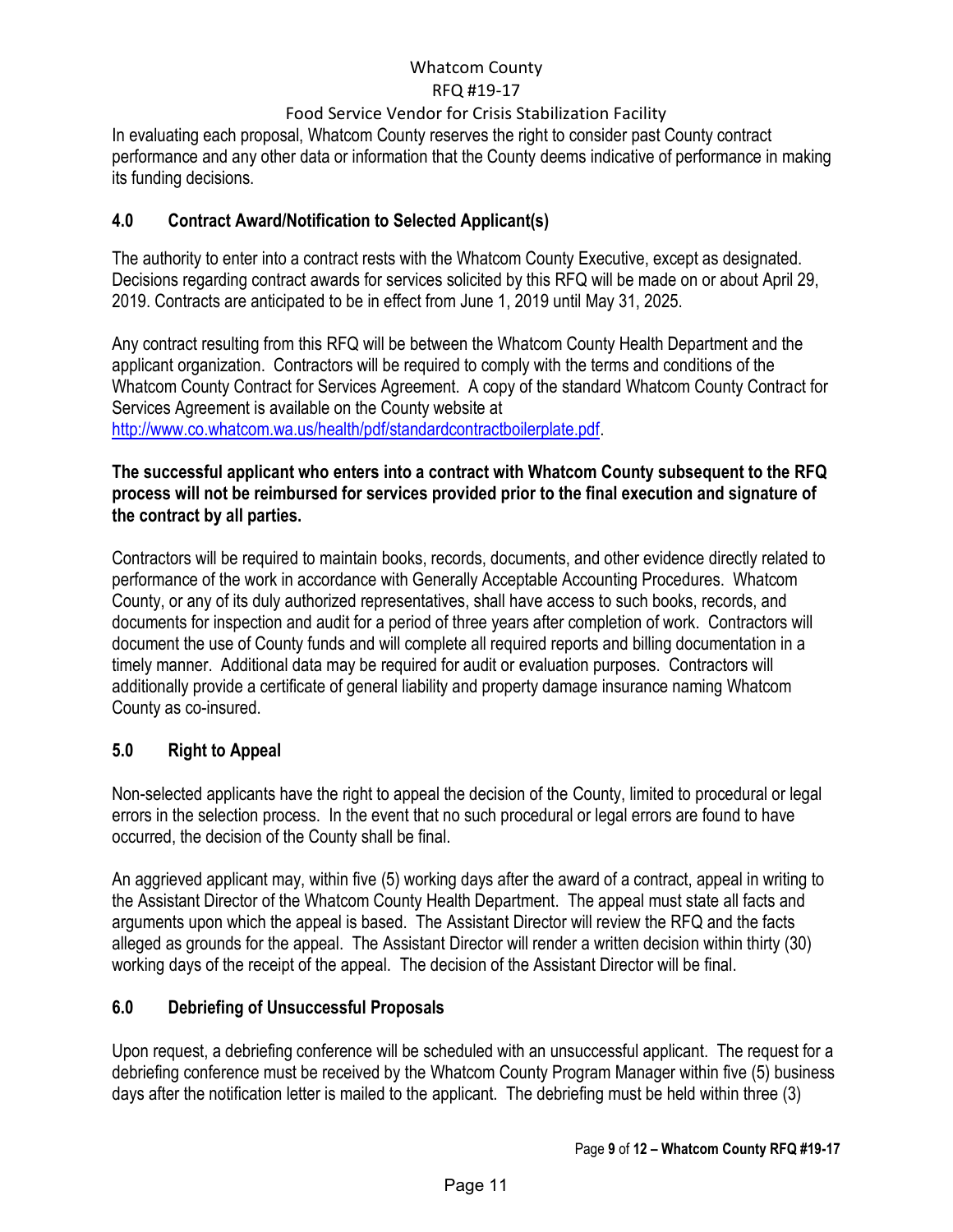In evaluating each proposal, Whatcom County reserves the right to consider past County contract performance and any other data or information that the County deems indicative of performance in making its funding decisions.

## 4.0 Contract Award/Notification to Selected Applicant(s)

The authority to enter into a contract rests with the Whatcom County Executive, except as designated. Decisions regarding contract awards for services solicited by this RFQ will be made on or about April 29, 2019. Contracts are anticipated to be in effect from June 1, 2019 until May 31, 2025.

Any contract resulting from this RFQ will be between the Whatcom County Health Department and the applicant organization. Contractors will be required to comply with the terms and conditions of the Whatcom County Contract for Services Agreement. A copy of the standard Whatcom County Contract for Services Agreement is available on the County website at http://www.co.whatcom.wa.us/health/pdf/standardcontractboilerplate.pdf.

**The successful applicant who enters into a contract with Whatcom County subsequent to the RFQ process will not be reimbursed for services provided prior to the final execution and signature of the contract by all parties.**

Contractors will be required to maintain books, records, documents, and other evidence directly related to performance of the work in accordance with Generally Acceptable Accounting Procedures. Whatcom County, or any of its duly authorized representatives, shall have access to such books, records, and documents for inspection and audit for a period of three years after completion of work. Contractors will document the use of County funds and will complete all required reports and billing documentation in a timely manner. Additional data may be required for audit or evaluation purposes. Contractors will additionally provide a certificate of general liability and property damage insurance naming Whatcom County as co-insured.

## 5.0 Right to Appeal

Non-selected applicants have the right to appeal the decision of the County, limited to procedural or legal errors in the selection process. In the event that no such procedural or legal errors are found to have occurred, the decision of the County shall be final.

An aggrieved applicant may, within five (5) working days after the award of a contract, appeal in writing to the Assistant Director of the Whatcom County Health Department. The appeal must state all facts and arguments upon which the appeal is based. The Assistant Director will review the RFQ and the facts alleged as grounds for the appeal. The Assistant Director will render a written decision within thirty (30) working days of the receipt of the appeal. The decision of the Assistant Director will be final.

## 6.0 Debriefing of Unsuccessful Proposals

Upon request, a debriefing conference will be scheduled with an unsuccessful applicant. The request for a debriefing conference must be received by the Whatcom County Program Manager within five (5) business days after the notification letter is mailed to the applicant. The debriefing must be held within three (3)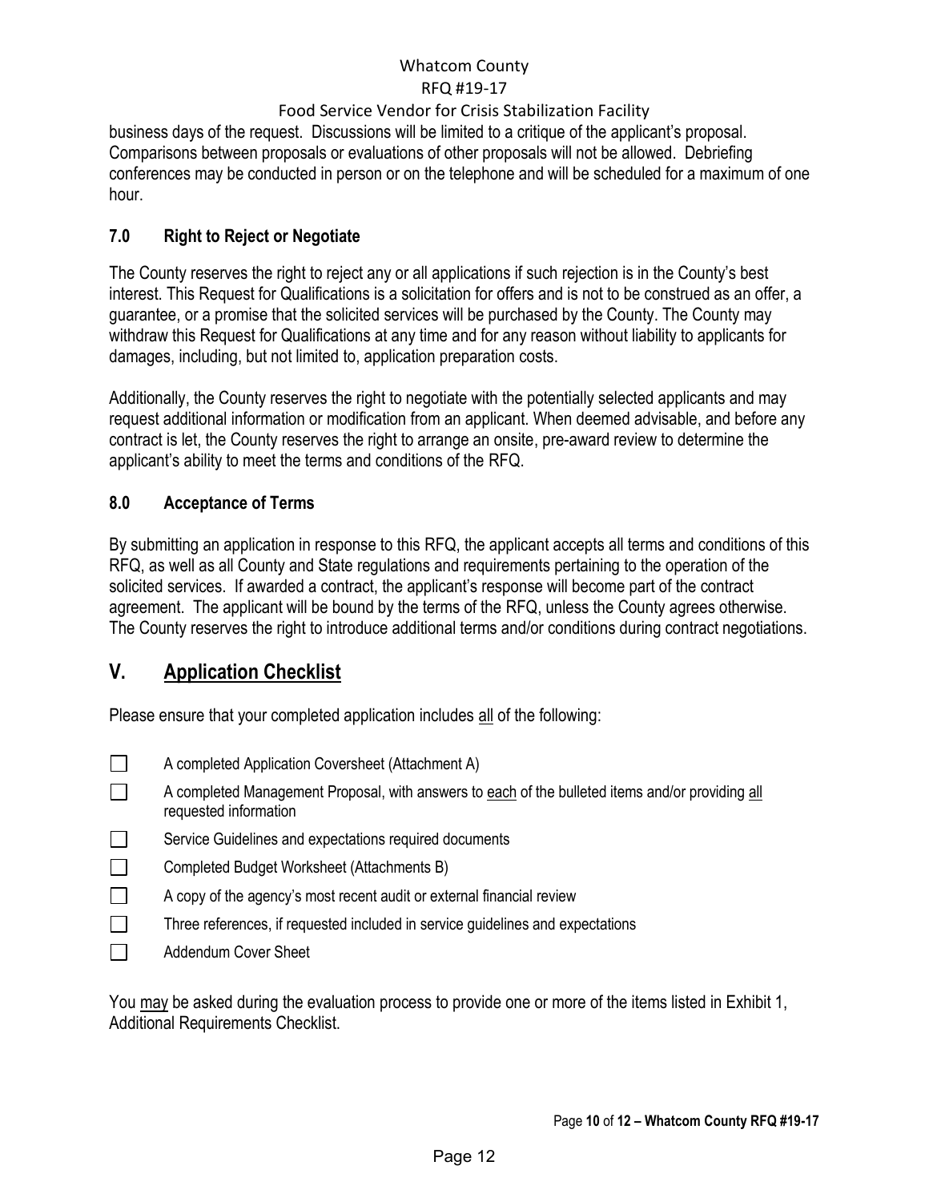business days of the request. Discussions will be limited to a critique of the applicant's proposal. Comparisons between proposals or evaluations of other proposals will not be allowed. Debriefing conferences may be conducted in person or on the telephone and will be scheduled for a maximum of one hour.

### 7.0 Right to Reject or Negotiate

The County reserves the right to reject any or all applications if such rejection is in the County's best interest. This Request for Qualifications is a solicitation for offers and is not to be construed as an offer, a guarantee, or a promise that the solicited services will be purchased by the County. The County may withdraw this Request for Qualifications at any time and for any reason without liability to applicants for damages, including, but not limited to, application preparation costs.

Additionally, the County reserves the right to negotiate with the potentially selected applicants and may request additional information or modification from an applicant. When deemed advisable, and before any contract is let, the County reserves the right to arrange an onsite, pre-award review to determine the applicant's ability to meet the terms and conditions of the RFQ.

### 8.0 Acceptance of Terms

By submitting an application in response to this RFQ, the applicant accepts all terms and conditions of this RFQ, as well as all County and State regulations and requirements pertaining to the operation of the solicited services. If awarded a contract, the applicant's response will become part of the contract agreement. The applicant will be bound by the terms of the RFQ, unless the County agrees otherwise. The County reserves the right to introduce additional terms and/or conditions during contract negotiations.

## V. Application Checklist

Please ensure that your completed application includes all of the following:

- ☐ A completed Application Coversheet (Attachment A)
- ☐ A completed Management Proposal, with answers to each of the bulleted items and/or providing all requested information
- ☐ Service Guidelines and expectations required documents
- ☐ Completed Budget Worksheet (Attachments B)
- ☐ A copy of the agency's most recent audit or external financial review
- ☐ Three references, if requested included in service guidelines and expectations
- ☐ Addendum Cover Sheet

You may be asked during the evaluation process to provide one or more of the items listed in Exhibit 1, Additional Requirements Checklist.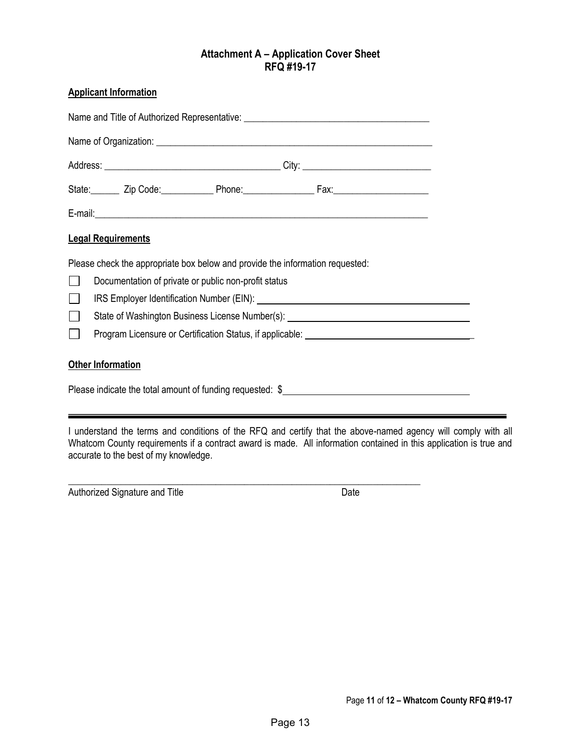# Attachment A – Application Cover Sheet
# RFQ #19-17

**Applicant Information**

Name and Title of Authorized Representative: ______________________________________

Name of Organization: ____________________________________________________________

Address: _____________________________________ City: ___________________________

State:______ Zip Code:___________ Phone:_______________ Fax:____________________

E-mail:_______________________________________________________________________

**Legal Requirements**

Please check the appropriate box below and provide the information requested:

- ☐ Documentation of private or public non-profit status
- ☐ IRS Employer Identification Number (EIN): ________________________________________
- ☐ State of Washington Business License Number(s): ____________________________________
- ☐ Program Licensure or Certification Status, if applicable: ________________________________

**Other Information**

Please indicate the total amount of funding requested: $__________________________________

---

I understand the terms and conditions of the RFQ and certify that the above-named agency will comply with all Whatcom County requirements if a contract award is made. All information contained in this application is true and accurate to the best of my knowledge.

_____________________________________________________________________________

Authorized Signature and Title                                                                                    Date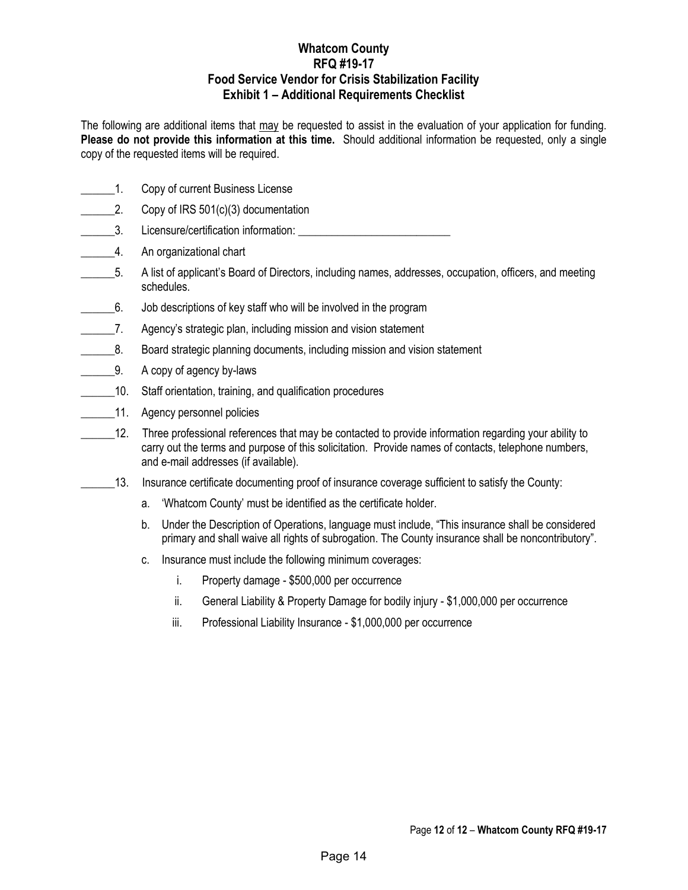**Whatcom County**
**RFQ #19-17**
**Food Service Vendor for Crisis Stabilization Facility**
**Exhibit 1 – Additional Requirements Checklist**

The following are additional items that may be requested to assist in the evaluation of your application for funding. **Please do not provide this information at this time.** Should additional information be requested, only a single copy of the requested items will be required.

______1. Copy of current Business License

______2. Copy of IRS 501(c)(3) documentation

______3. Licensure/certification information: ___________________________

______4. An organizational chart

______5. A list of applicant's Board of Directors, including names, addresses, occupation, officers, and meeting schedules.

______6. Job descriptions of key staff who will be involved in the program

______7. Agency's strategic plan, including mission and vision statement

______8. Board strategic planning documents, including mission and vision statement

______9. A copy of agency by-laws

______10. Staff orientation, training, and qualification procedures

______11. Agency personnel policies

______12. Three professional references that may be contacted to provide information regarding your ability to carry out the terms and purpose of this solicitation. Provide names of contacts, telephone numbers, and e-mail addresses (if available).

______13. Insurance certificate documenting proof of insurance coverage sufficient to satisfy the County:

- a. 'Whatcom County' must be identified as the certificate holder.
- b. Under the Description of Operations, language must include, "This insurance shall be considered primary and shall waive all rights of subrogation. The County insurance shall be noncontributory".
- c. Insurance must include the following minimum coverages:
  - i. Property damage - $500,000 per occurrence
  - ii. General Liability & Property Damage for bodily injury - $1,000,000 per occurrence
  - iii. Professional Liability Insurance - $1,000,000 per occurrence